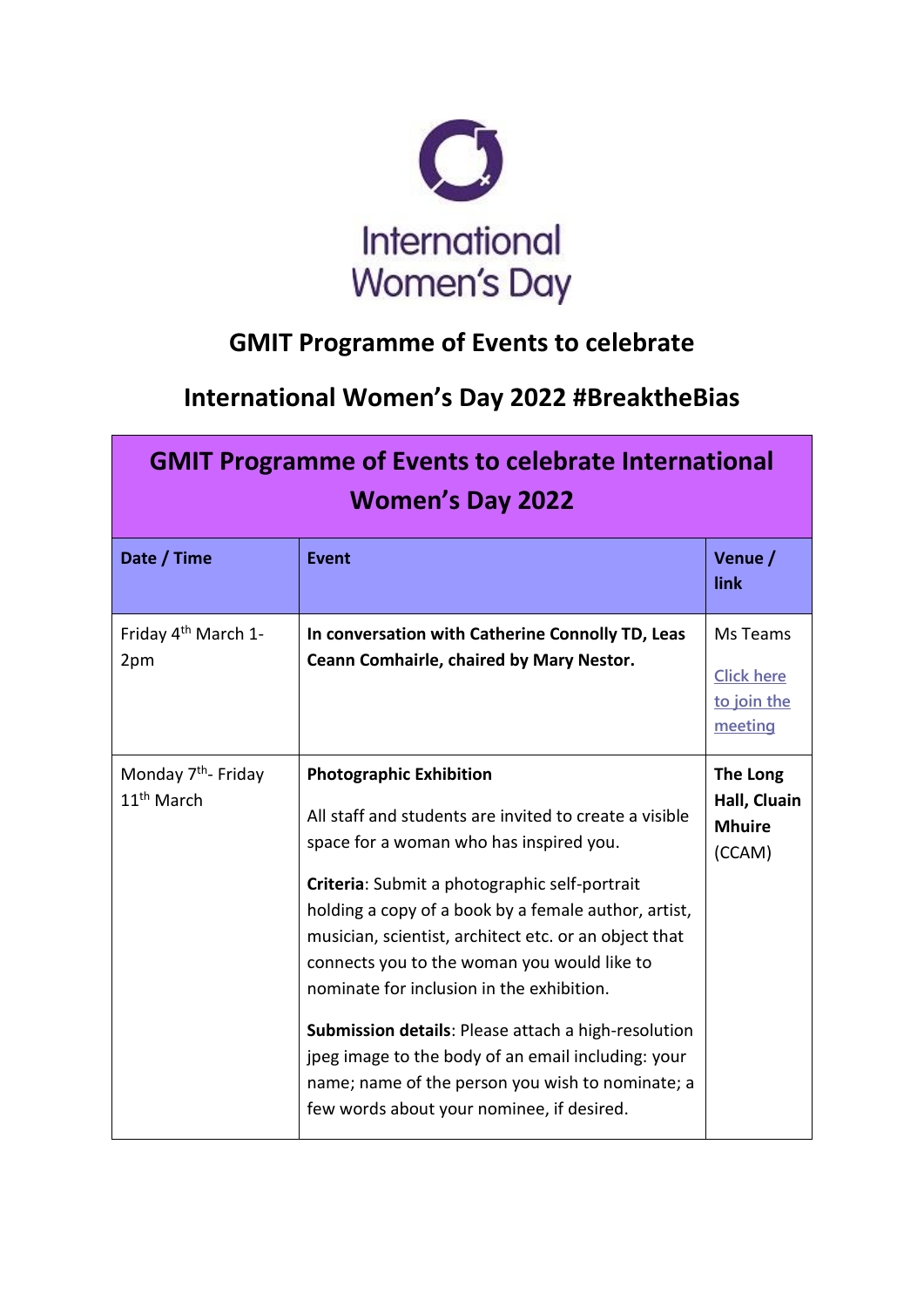International Women's Day

## GMIT Programme of Events to celebrate

## International Women's Day 2022 #BreaktheBias

| GMIT Programme of Events to celebrate International Women's Day 2022 | | |
|---|---|---|
| **Date / Time** | **Event** | **Venue / link** |
| Friday 4th March 1-2pm | **In conversation with Catherine Connolly TD, Leas Ceann Comhairle, chaired by Mary Nestor.** | Ms Teams<br>Click here to join the meeting |
| Monday 7th- Friday 11th March | **Photographic Exhibition**<br>All staff and students are invited to create a visible space for a woman who has inspired you.<br>**Criteria**: Submit a photographic self-portrait holding a copy of a book by a female author, artist, musician, scientist, architect etc. or an object that connects you to the woman you would like to nominate for inclusion in the exhibition.<br>**Submission details**: Please attach a high-resolution jpeg image to the body of an email including: your name; name of the person you wish to nominate; a few words about your nominee, if desired. | **The Long Hall, Cluain Mhuire** (CCAM) |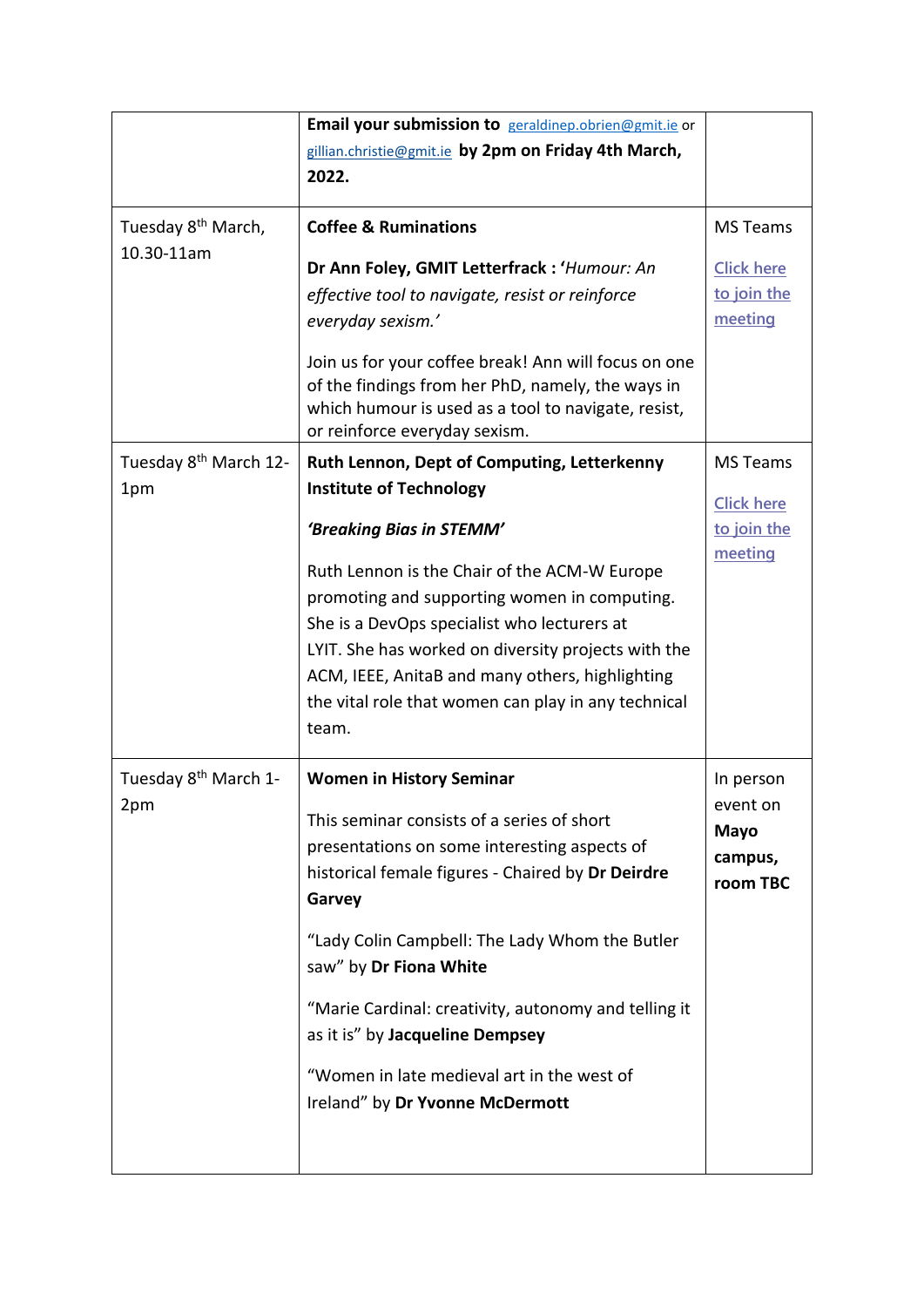| | | |
|---|---|---|
| | **Email your submission to** geraldinep.obrien@gmit.ie or gillian.christie@gmit.ie **by 2pm on Friday 4th March, 2022.** | |
| Tuesday 8th March, 10.30-11am | **Coffee & Ruminations**<br><br>**Dr Ann Foley, GMIT Letterfrack : '***Humour: An effective tool to navigate, resist or reinforce everyday sexism.'*<br><br>Join us for your coffee break! Ann will focus on one of the findings from her PhD, namely, the ways in which humour is used as a tool to navigate, resist, or reinforce everyday sexism. | MS Teams<br><br>Click here to join the meeting |
| Tuesday 8th March 12-1pm | **Ruth Lennon, Dept of Computing, Letterkenny Institute of Technology**<br><br>***'Breaking Bias in STEMM'***<br><br>Ruth Lennon is the Chair of the ACM-W Europe promoting and supporting women in computing. She is a DevOps specialist who lecturers at LYIT. She has worked on diversity projects with the ACM, IEEE, AnitaB and many others, highlighting the vital role that women can play in any technical team. | MS Teams<br><br>Click here to join the meeting |
| Tuesday 8th March 1-2pm | **Women in History Seminar**<br><br>This seminar consists of a series of short presentations on some interesting aspects of historical female figures - Chaired by **Dr Deirdre Garvey**<br><br>"Lady Colin Campbell: The Lady Whom the Butler saw" by **Dr Fiona White**<br><br>"Marie Cardinal: creativity, autonomy and telling it as it is" by **Jacqueline Dempsey**<br><br>"Women in late medieval art in the west of Ireland" by **Dr Yvonne McDermott** | In person event on **Mayo campus, room TBC** |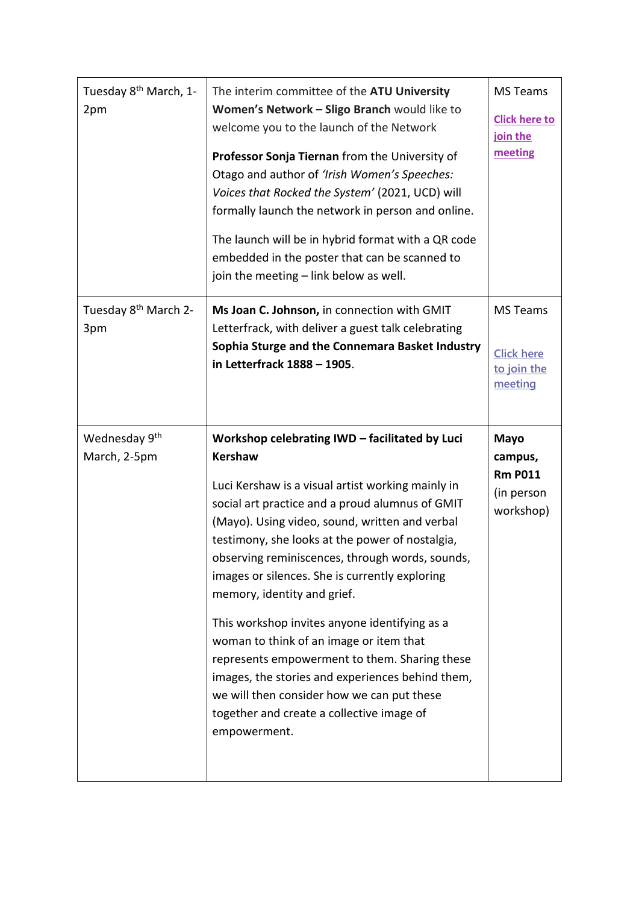| Tuesday 8th March, 1-2pm | The interim committee of the **ATU University Women's Network – Sligo Branch** would like to welcome you to the launch of the Network<br><br>**Professor Sonja Tiernan** from the University of Otago and author of *'Irish Women's Speeches: Voices that Rocked the System'* (2021, UCD) will formally launch the network in person and online.<br><br>The launch will be in hybrid format with a QR code embedded in the poster that can be scanned to join the meeting – link below as well. | MS Teams<br><br>**Click here to join the meeting** |
|---|---|---|
| Tuesday 8th March 2-3pm | **Ms Joan C. Johnson,** in connection with GMIT Letterfrack, with deliver a guest talk celebrating **Sophia Sturge and the Connemara Basket Industry in Letterfrack 1888 – 1905**. | MS Teams<br><br>Click here to join the meeting |
| Wednesday 9th March, 2-5pm | **Workshop celebrating IWD – facilitated by Luci Kershaw**<br><br>Luci Kershaw is a visual artist working mainly in social art practice and a proud alumnus of GMIT (Mayo). Using video, sound, written and verbal testimony, she looks at the power of nostalgia, observing reminiscences, through words, sounds, images or silences. She is currently exploring memory, identity and grief.<br><br>This workshop invites anyone identifying as a woman to think of an image or item that represents empowerment to them. Sharing these images, the stories and experiences behind them, we will then consider how we can put these together and create a collective image of empowerment. | **Mayo campus, Rm P011** (in person workshop) |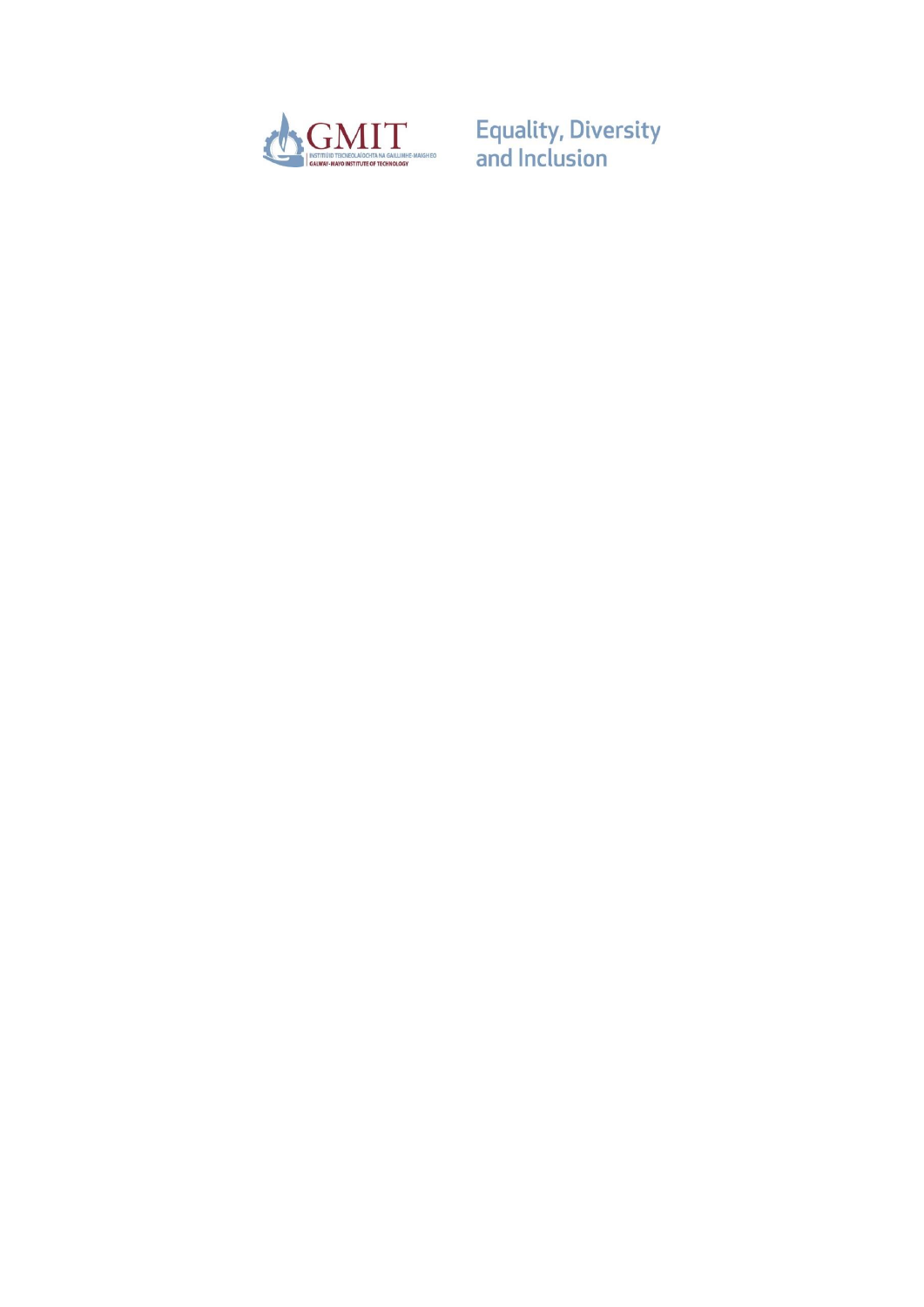GMIT

INSTITIÚID TEICNEOLAÍOCHTA NA GAILLIMHE-MAIGH EO

GALWAY-MAYO INSTITUTE OF TECHNOLOGY

Equality, Diversity and Inclusion